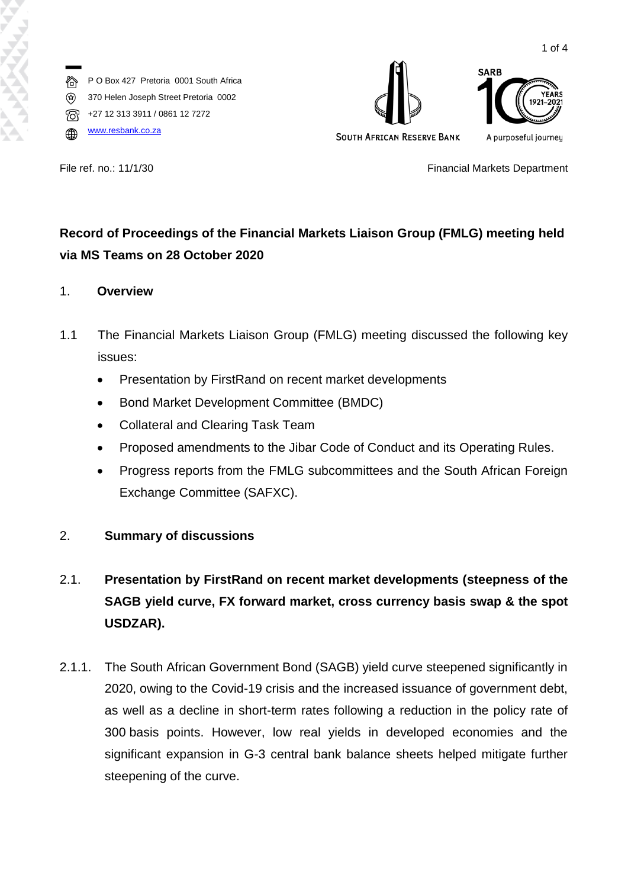P O Box 427 Pretoria 0001 South Africa
370 Helen Joseph Street Pretoria 0002
+27 12 313 3911 / 0861 12 7272
www.resbank.co.za

SOUTH AFRICAN RESERVE BANK

SARB 100 YEARS 1921–2021 A purposeful journey

File ref. no.: 11/1/30

Financial Markets Department

**Record of Proceedings of the Financial Markets Liaison Group (FMLG) meeting held via MS Teams on 28 October 2020**

## 1. Overview

1.1 The Financial Markets Liaison Group (FMLG) meeting discussed the following key issues:

- Presentation by FirstRand on recent market developments
- Bond Market Development Committee (BMDC)
- Collateral and Clearing Task Team
- Proposed amendments to the Jibar Code of Conduct and its Operating Rules.
- Progress reports from the FMLG subcommittees and the South African Foreign Exchange Committee (SAFXC).

## 2. Summary of discussions

### 2.1. Presentation by FirstRand on recent market developments (steepness of the SAGB yield curve, FX forward market, cross currency basis swap & the spot USDZAR).

2.1.1. The South African Government Bond (SAGB) yield curve steepened significantly in 2020, owing to the Covid-19 crisis and the increased issuance of government debt, as well as a decline in short-term rates following a reduction in the policy rate of 300 basis points. However, low real yields in developed economies and the significant expansion in G-3 central bank balance sheets helped mitigate further steepening of the curve.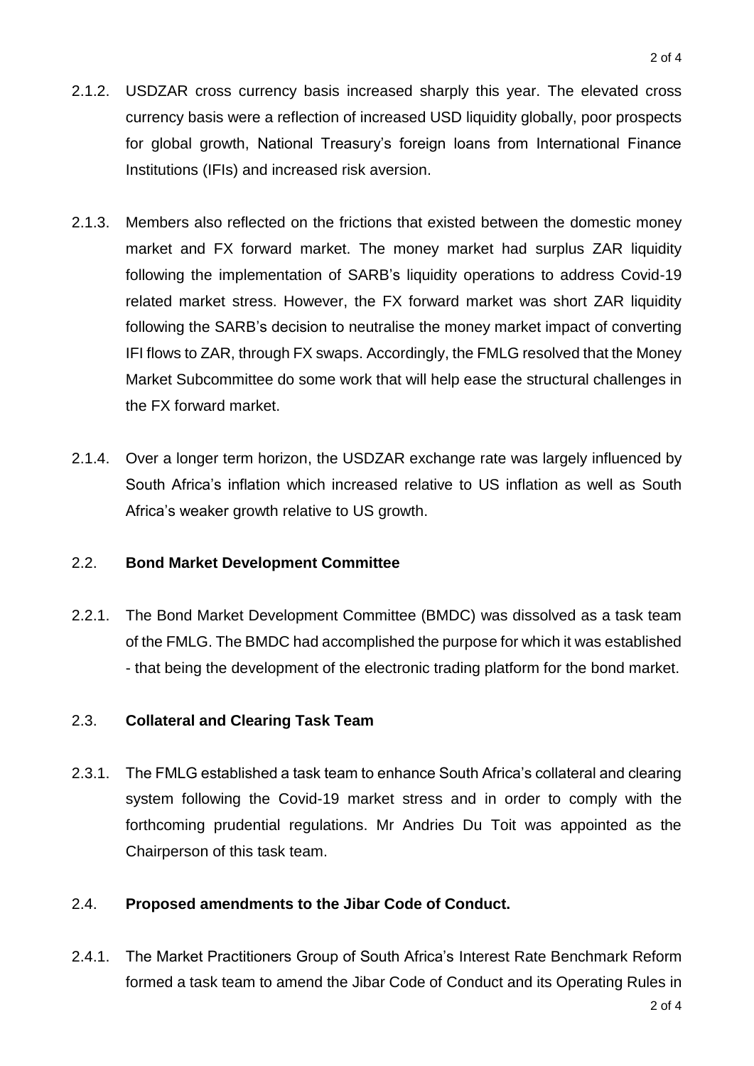2.1.2. USDZAR cross currency basis increased sharply this year. The elevated cross currency basis were a reflection of increased USD liquidity globally, poor prospects for global growth, National Treasury's foreign loans from International Finance Institutions (IFIs) and increased risk aversion.

2.1.3. Members also reflected on the frictions that existed between the domestic money market and FX forward market. The money market had surplus ZAR liquidity following the implementation of SARB's liquidity operations to address Covid-19 related market stress. However, the FX forward market was short ZAR liquidity following the SARB's decision to neutralise the money market impact of converting IFI flows to ZAR, through FX swaps. Accordingly, the FMLG resolved that the Money Market Subcommittee do some work that will help ease the structural challenges in the FX forward market.

2.1.4. Over a longer term horizon, the USDZAR exchange rate was largely influenced by South Africa's inflation which increased relative to US inflation as well as South Africa's weaker growth relative to US growth.

## 2.2. **Bond Market Development Committee**

2.2.1. The Bond Market Development Committee (BMDC) was dissolved as a task team of the FMLG. The BMDC had accomplished the purpose for which it was established - that being the development of the electronic trading platform for the bond market.

## 2.3. **Collateral and Clearing Task Team**

2.3.1. The FMLG established a task team to enhance South Africa's collateral and clearing system following the Covid-19 market stress and in order to comply with the forthcoming prudential regulations. Mr Andries Du Toit was appointed as the Chairperson of this task team.

## 2.4. **Proposed amendments to the Jibar Code of Conduct.**

2.4.1. The Market Practitioners Group of South Africa's Interest Rate Benchmark Reform formed a task team to amend the Jibar Code of Conduct and its Operating Rules in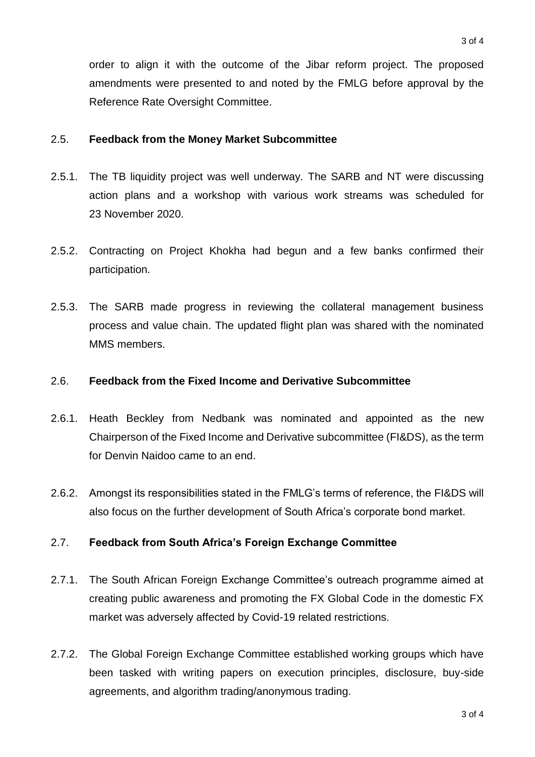order to align it with the outcome of the Jibar reform project. The proposed amendments were presented to and noted by the FMLG before approval by the Reference Rate Oversight Committee.

2.5. **Feedback from the Money Market Subcommittee**

2.5.1. The TB liquidity project was well underway. The SARB and NT were discussing action plans and a workshop with various work streams was scheduled for 23 November 2020.

2.5.2. Contracting on Project Khokha had begun and a few banks confirmed their participation.

2.5.3. The SARB made progress in reviewing the collateral management business process and value chain. The updated flight plan was shared with the nominated MMS members.

2.6. **Feedback from the Fixed Income and Derivative Subcommittee**

2.6.1. Heath Beckley from Nedbank was nominated and appointed as the new Chairperson of the Fixed Income and Derivative subcommittee (FI&DS), as the term for Denvin Naidoo came to an end.

2.6.2. Amongst its responsibilities stated in the FMLG's terms of reference, the FI&DS will also focus on the further development of South Africa's corporate bond market.

2.7. **Feedback from South Africa's Foreign Exchange Committee**

2.7.1. The South African Foreign Exchange Committee's outreach programme aimed at creating public awareness and promoting the FX Global Code in the domestic FX market was adversely affected by Covid-19 related restrictions.

2.7.2. The Global Foreign Exchange Committee established working groups which have been tasked with writing papers on execution principles, disclosure, buy-side agreements, and algorithm trading/anonymous trading.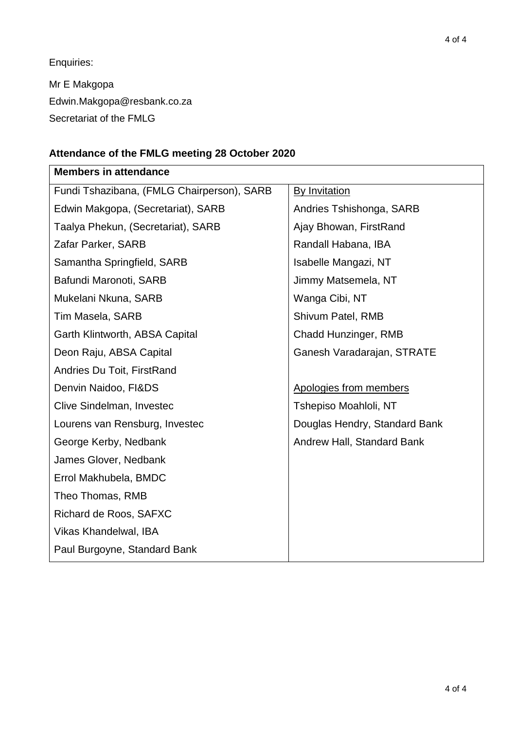Enquiries:

Mr E Makgopa

Edwin.Makgopa@resbank.co.za

Secretariat of the FMLG

**Attendance of the FMLG meeting 28 October 2020**

| **Members in attendance** | |
|---|---|
| Fundi Tshazibana, (FMLG Chairperson), SARB | By Invitation |
| Edwin Makgopa, (Secretariat), SARB | Andries Tshishonga, SARB |
| Taalya Phekun, (Secretariat), SARB | Ajay Bhowan, FirstRand |
| Zafar Parker, SARB | Randall Habana, IBA |
| Samantha Springfield, SARB | Isabelle Mangazi, NT |
| Bafundi Maronoti, SARB | Jimmy Matsemela, NT |
| Mukelani Nkuna, SARB | Wanga Cibi, NT |
| Tim Masela, SARB | Shivum Patel, RMB |
| Garth Klintworth, ABSA Capital | Chadd Hunzinger, RMB |
| Deon Raju, ABSA Capital | Ganesh Varadarajan, STRATE |
| Andries Du Toit, FirstRand | |
| Denvin Naidoo, FI&DS | Apologies from members |
| Clive Sindelman, Investec | Tshepiso Moahloli, NT |
| Lourens van Rensburg, Investec | Douglas Hendry, Standard Bank |
| George Kerby, Nedbank | Andrew Hall, Standard Bank |
| James Glover, Nedbank | |
| Errol Makhubela, BMDC | |
| Theo Thomas, RMB | |
| Richard de Roos, SAFXC | |
| Vikas Khandelwal, IBA | |
| Paul Burgoyne, Standard Bank | |